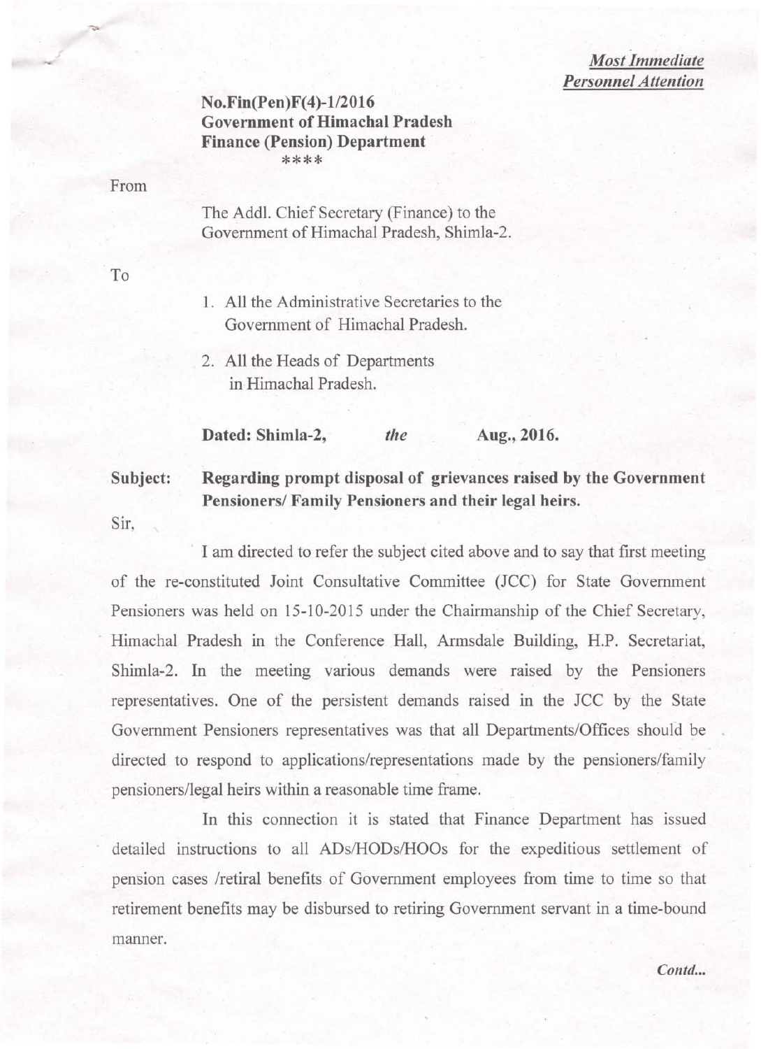*Most Immediate*
*Personnel Attention*

**No.Fin(Pen)F(4)-1/2016**
**Government of Himachal Pradesh**
**Finance (Pension) Department**
****

From

The Addl. Chief Secretary (Finance) to the Government of Himachal Pradesh, Shimla-2.

To

1. All the Administrative Secretaries to the Government of Himachal Pradesh.
2. All the Heads of Departments in Himachal Pradesh.

**Dated: Shimla-2,** *the* **Aug., 2016.**

**Subject: Regarding prompt disposal of grievances raised by the Government Pensioners/ Family Pensioners and their legal heirs.**

Sir,

I am directed to refer the subject cited above and to say that first meeting of the re-constituted Joint Consultative Committee (JCC) for State Government Pensioners was held on 15-10-2015 under the Chairmanship of the Chief Secretary, Himachal Pradesh in the Conference Hall, Armsdale Building, H.P. Secretariat, Shimla-2. In the meeting various demands were raised by the Pensioners representatives. One of the persistent demands raised in the JCC by the State Government Pensioners representatives was that all Departments/Offices should be directed to respond to applications/representations made by the pensioners/family pensioners/legal heirs within a reasonable time frame.

In this connection it is stated that Finance Department has issued detailed instructions to all ADs/HODs/HOOs for the expeditious settlement of pension cases /retiral benefits of Government employees from time to time so that retirement benefits may be disbursed to retiring Government servant in a time-bound manner.

*Contd...*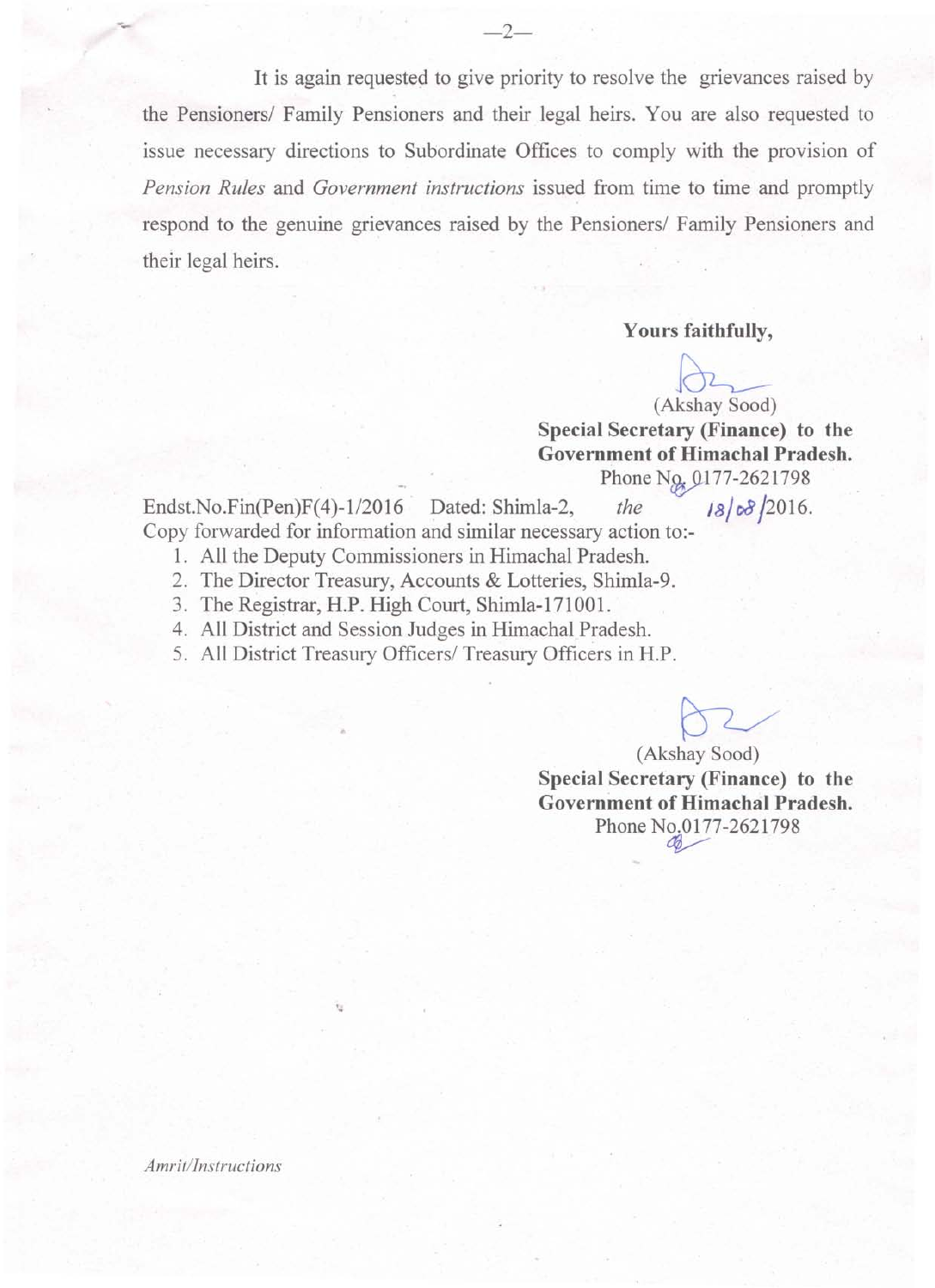It is again requested to give priority to resolve the grievances raised by the Pensioners/ Family Pensioners and their legal heirs. You are also requested to issue necessary directions to Subordinate Offices to comply with the provision of *Pension Rules* and *Government instructions* issued from time to time and promptly respond to the genuine grievances raised by the Pensioners/ Family Pensioners and their legal heirs.

**Yours faithfully,**

(Akshay Sood)
**Special Secretary (Finance) to the Government of Himachal Pradesh.**
Phone No. 0177-2621798

Endst.No.Fin(Pen)F(4)-1/2016 Dated: Shimla-2, *the* 18/08/2016.

Copy forwarded for information and similar necessary action to:-

1. All the Deputy Commissioners in Himachal Pradesh.
2. The Director Treasury, Accounts & Lotteries, Shimla-9.
3. The Registrar, H.P. High Court, Shimla-171001.
4. All District and Session Judges in Himachal Pradesh.
5. All District Treasury Officers/ Treasury Officers in H.P.

(Akshay Sood)
**Special Secretary (Finance) to the Government of Himachal Pradesh.**
Phone No.0177-2621798

*Amrit/Instructions*